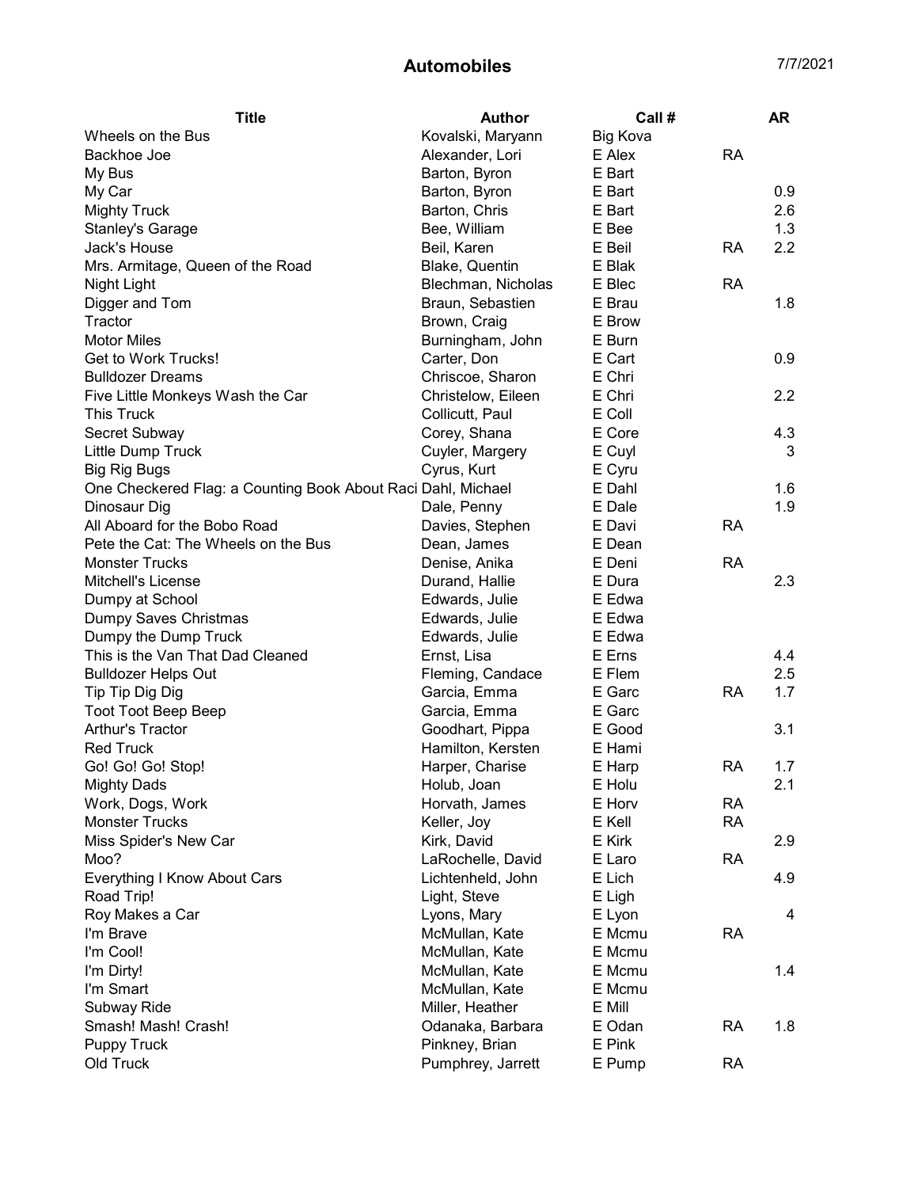# Automobiles

7/7/2021

| Title | Author | Call # | | AR |
|---|---|---|---|---|
| Wheels on the Bus | Kovalski, Maryann | Big Kova | | |
| Backhoe Joe | Alexander, Lori | E Alex | RA | |
| My Bus | Barton, Byron | E Bart | | |
| My Car | Barton, Byron | E Bart | | 0.9 |
| Mighty Truck | Barton, Chris | E Bart | | 2.6 |
| Stanley's Garage | Bee, William | E Bee | | 1.3 |
| Jack's House | Beil, Karen | E Beil | RA | 2.2 |
| Mrs. Armitage, Queen of the Road | Blake, Quentin | E Blak | | |
| Night Light | Blechman, Nicholas | E Blec | RA | |
| Digger and Tom | Braun, Sebastien | E Brau | | 1.8 |
| Tractor | Brown, Craig | E Brow | | |
| Motor Miles | Burningham, John | E Burn | | |
| Get to Work Trucks! | Carter, Don | E Cart | | 0.9 |
| Bulldozer Dreams | Chriscoe, Sharon | E Chri | | |
| Five Little Monkeys Wash the Car | Christelow, Eileen | E Chri | | 2.2 |
| This Truck | Collicutt, Paul | E Coll | | |
| Secret Subway | Corey, Shana | E Core | | 4.3 |
| Little Dump Truck | Cuyler, Margery | E Cuyl | | 3 |
| Big Rig Bugs | Cyrus, Kurt | E Cyru | | |
| One Checkered Flag: a Counting Book About Raci | Dahl, Michael | E Dahl | | 1.6 |
| Dinosaur Dig | Dale, Penny | E Dale | | 1.9 |
| All Aboard for the Bobo Road | Davies, Stephen | E Davi | RA | |
| Pete the Cat: The Wheels on the Bus | Dean, James | E Dean | | |
| Monster Trucks | Denise, Anika | E Deni | RA | |
| Mitchell's License | Durand, Hallie | E Dura | | 2.3 |
| Dumpy at School | Edwards, Julie | E Edwa | | |
| Dumpy Saves Christmas | Edwards, Julie | E Edwa | | |
| Dumpy the Dump Truck | Edwards, Julie | E Edwa | | |
| This is the Van That Dad Cleaned | Ernst, Lisa | E Erns | | 4.4 |
| Bulldozer Helps Out | Fleming, Candace | E Flem | | 2.5 |
| Tip Tip Dig Dig | Garcia, Emma | E Garc | RA | 1.7 |
| Toot Toot Beep Beep | Garcia, Emma | E Garc | | |
| Arthur's Tractor | Goodhart, Pippa | E Good | | 3.1 |
| Red Truck | Hamilton, Kersten | E Hami | | |
| Go! Go! Go! Stop! | Harper, Charise | E Harp | RA | 1.7 |
| Mighty Dads | Holub, Joan | E Holu | | 2.1 |
| Work, Dogs, Work | Horvath, James | E Horv | RA | |
| Monster Trucks | Keller, Joy | E Kell | RA | |
| Miss Spider's New Car | Kirk, David | E Kirk | | 2.9 |
| Moo? | LaRochelle, David | E Laro | RA | |
| Everything I Know About Cars | Lichtenheld, John | E Lich | | 4.9 |
| Road Trip! | Light, Steve | E Ligh | | |
| Roy Makes a Car | Lyons, Mary | E Lyon | | 4 |
| I'm Brave | McMullan, Kate | E Mcmu | RA | |
| I'm Cool! | McMullan, Kate | E Mcmu | | |
| I'm Dirty! | McMullan, Kate | E Mcmu | | 1.4 |
| I'm Smart | McMullan, Kate | E Mcmu | | |
| Subway Ride | Miller, Heather | E Mill | | |
| Smash! Mash! Crash! | Odanaka, Barbara | E Odan | RA | 1.8 |
| Puppy Truck | Pinkney, Brian | E Pink | | |
| Old Truck | Pumphrey, Jarrett | E Pump | RA | |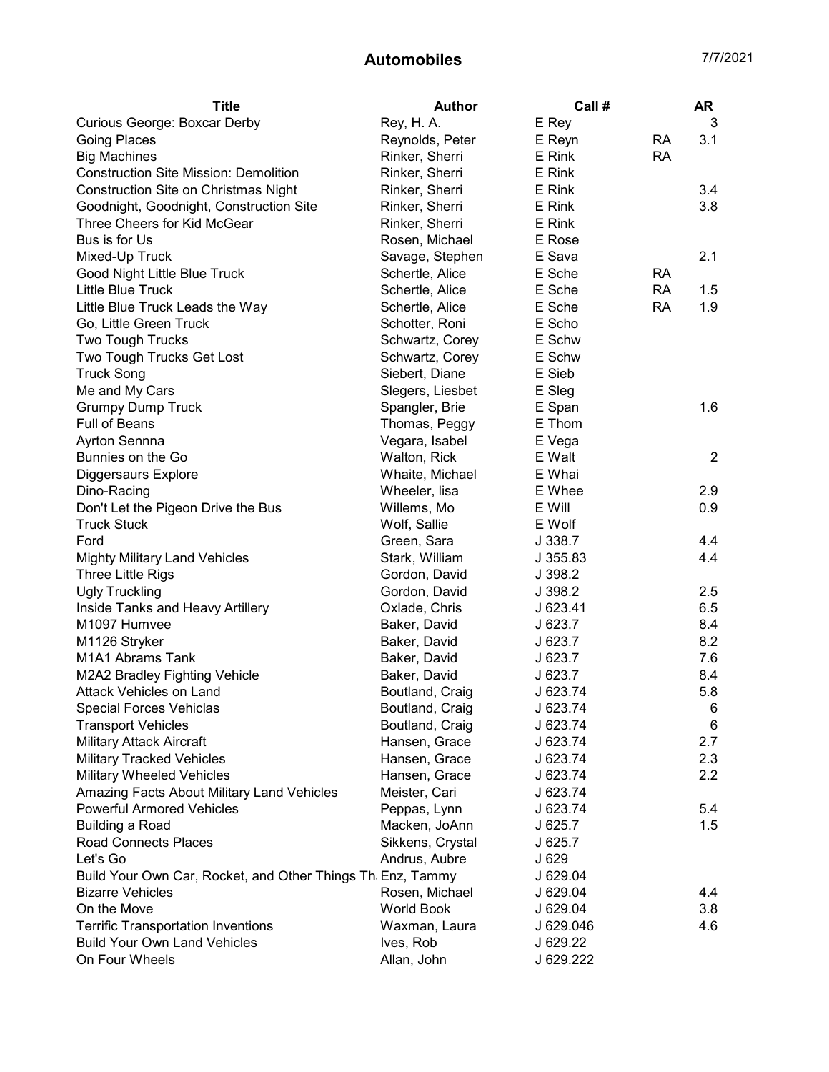## Automobiles

7/7/2021

| Title | Author | Call # | | AR |
|---|---|---|---|---|
| Curious George: Boxcar Derby | Rey, H. A. | E Rey | | 3 |
| Going Places | Reynolds, Peter | E Reyn | RA | 3.1 |
| Big Machines | Rinker, Sherri | E Rink | RA | |
| Construction Site Mission: Demolition | Rinker, Sherri | E Rink | | |
| Construction Site on Christmas Night | Rinker, Sherri | E Rink | | 3.4 |
| Goodnight, Goodnight, Construction Site | Rinker, Sherri | E Rink | | 3.8 |
| Three Cheers for Kid McGear | Rinker, Sherri | E Rink | | |
| Bus is for Us | Rosen, Michael | E Rose | | |
| Mixed-Up Truck | Savage, Stephen | E Sava | | 2.1 |
| Good Night Little Blue Truck | Schertle, Alice | E Sche | RA | |
| Little Blue Truck | Schertle, Alice | E Sche | RA | 1.5 |
| Little Blue Truck Leads the Way | Schertle, Alice | E Sche | RA | 1.9 |
| Go, Little Green Truck | Schotter, Roni | E Scho | | |
| Two Tough Trucks | Schwartz, Corey | E Schw | | |
| Two Tough Trucks Get Lost | Schwartz, Corey | E Schw | | |
| Truck Song | Siebert, Diane | E Sieb | | |
| Me and My Cars | Slegers, Liesbet | E Sleg | | |
| Grumpy Dump Truck | Spangler, Brie | E Span | | 1.6 |
| Full of Beans | Thomas, Peggy | E Thom | | |
| Ayrton Sennna | Vegara, Isabel | E Vega | | |
| Bunnies on the Go | Walton, Rick | E Walt | | 2 |
| Diggersaurs Explore | Whaite, Michael | E Whai | | |
| Dino-Racing | Wheeler, lisa | E Whee | | 2.9 |
| Don't Let the Pigeon Drive the Bus | Willems, Mo | E Will | | 0.9 |
| Truck Stuck | Wolf, Sallie | E Wolf | | |
| Ford | Green, Sara | J 338.7 | | 4.4 |
| Mighty Military Land Vehicles | Stark, William | J 355.83 | | 4.4 |
| Three Little Rigs | Gordon, David | J 398.2 | | |
| Ugly Truckling | Gordon, David | J 398.2 | | 2.5 |
| Inside Tanks and Heavy Artillery | Oxlade, Chris | J 623.41 | | 6.5 |
| M1097 Humvee | Baker, David | J 623.7 | | 8.4 |
| M1126 Stryker | Baker, David | J 623.7 | | 8.2 |
| M1A1 Abrams Tank | Baker, David | J 623.7 | | 7.6 |
| M2A2 Bradley Fighting Vehicle | Baker, David | J 623.7 | | 8.4 |
| Attack Vehicles on Land | Boutland, Craig | J 623.74 | | 5.8 |
| Special Forces Vehiclas | Boutland, Craig | J 623.74 | | 6 |
| Transport Vehicles | Boutland, Craig | J 623.74 | | 6 |
| Military Attack Aircraft | Hansen, Grace | J 623.74 | | 2.7 |
| Military Tracked Vehicles | Hansen, Grace | J 623.74 | | 2.3 |
| Military Wheeled Vehicles | Hansen, Grace | J 623.74 | | 2.2 |
| Amazing Facts About Military Land Vehicles | Meister, Cari | J 623.74 | | |
| Powerful Armored Vehicles | Peppas, Lynn | J 623.74 | | 5.4 |
| Building a Road | Macken, JoAnn | J 625.7 | | 1.5 |
| Road Connects Places | Sikkens, Crystal | J 625.7 | | |
| Let's Go | Andrus, Aubre | J 629 | | |
| Build Your Own Car, Rocket, and Other Things Th | Enz, Tammy | J 629.04 | | |
| Bizarre Vehicles | Rosen, Michael | J 629.04 | | 4.4 |
| On the Move | World Book | J 629.04 | | 3.8 |
| Terrific Transportation Inventions | Waxman, Laura | J 629.046 | | 4.6 |
| Build Your Own Land Vehicles | Ives, Rob | J 629.22 | | |
| On Four Wheels | Allan, John | J 629.222 | | |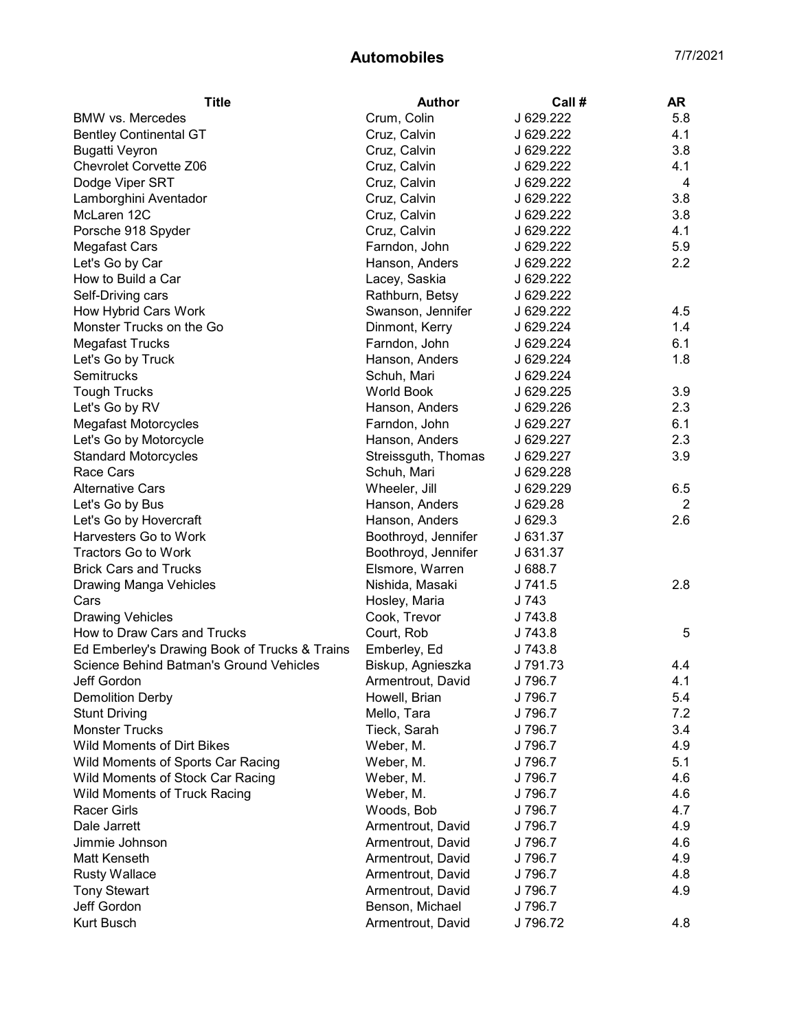# Automobiles

7/7/2021

| Title | Author | Call # | AR |
|---|---|---|---|
| BMW vs. Mercedes | Crum, Colin | J 629.222 | 5.8 |
| Bentley Continental GT | Cruz, Calvin | J 629.222 | 4.1 |
| Bugatti Veyron | Cruz, Calvin | J 629.222 | 3.8 |
| Chevrolet Corvette Z06 | Cruz, Calvin | J 629.222 | 4.1 |
| Dodge Viper SRT | Cruz, Calvin | J 629.222 | 4 |
| Lamborghini Aventador | Cruz, Calvin | J 629.222 | 3.8 |
| McLaren 12C | Cruz, Calvin | J 629.222 | 3.8 |
| Porsche 918 Spyder | Cruz, Calvin | J 629.222 | 4.1 |
| Megafast Cars | Farndon, John | J 629.222 | 5.9 |
| Let's Go by Car | Hanson, Anders | J 629.222 | 2.2 |
| How to Build a Car | Lacey, Saskia | J 629.222 | |
| Self-Driving cars | Rathburn, Betsy | J 629.222 | |
| How Hybrid Cars Work | Swanson, Jennifer | J 629.222 | 4.5 |
| Monster Trucks on the Go | Dinmont, Kerry | J 629.224 | 1.4 |
| Megafast Trucks | Farndon, John | J 629.224 | 6.1 |
| Let's Go by Truck | Hanson, Anders | J 629.224 | 1.8 |
| Semitrucks | Schuh, Mari | J 629.224 | |
| Tough Trucks | World Book | J 629.225 | 3.9 |
| Let's Go by RV | Hanson, Anders | J 629.226 | 2.3 |
| Megafast Motorcycles | Farndon, John | J 629.227 | 6.1 |
| Let's Go by Motorcycle | Hanson, Anders | J 629.227 | 2.3 |
| Standard Motorcycles | Streissguth, Thomas | J 629.227 | 3.9 |
| Race Cars | Schuh, Mari | J 629.228 | |
| Alternative Cars | Wheeler, Jill | J 629.229 | 6.5 |
| Let's Go by Bus | Hanson, Anders | J 629.28 | 2 |
| Let's Go by Hovercraft | Hanson, Anders | J 629.3 | 2.6 |
| Harvesters Go to Work | Boothroyd, Jennifer | J 631.37 | |
| Tractors Go to Work | Boothroyd, Jennifer | J 631.37 | |
| Brick Cars and Trucks | Elsmore, Warren | J 688.7 | |
| Drawing Manga Vehicles | Nishida, Masaki | J 741.5 | 2.8 |
| Cars | Hosley, Maria | J 743 | |
| Drawing Vehicles | Cook, Trevor | J 743.8 | |
| How to Draw Cars and Trucks | Court, Rob | J 743.8 | 5 |
| Ed Emberley's Drawing Book of Trucks & Trains | Emberley, Ed | J 743.8 | |
| Science Behind Batman's Ground Vehicles | Biskup, Agnieszka | J 791.73 | 4.4 |
| Jeff Gordon | Armentrout, David | J 796.7 | 4.1 |
| Demolition Derby | Howell, Brian | J 796.7 | 5.4 |
| Stunt Driving | Mello, Tara | J 796.7 | 7.2 |
| Monster Trucks | Tieck, Sarah | J 796.7 | 3.4 |
| Wild Moments of Dirt Bikes | Weber, M. | J 796.7 | 4.9 |
| Wild Moments of Sports Car Racing | Weber, M. | J 796.7 | 5.1 |
| Wild Moments of Stock Car Racing | Weber, M. | J 796.7 | 4.6 |
| Wild Moments of Truck Racing | Weber, M. | J 796.7 | 4.6 |
| Racer Girls | Woods, Bob | J 796.7 | 4.7 |
| Dale Jarrett | Armentrout, David | J 796.7 | 4.9 |
| Jimmie Johnson | Armentrout, David | J 796.7 | 4.6 |
| Matt Kenseth | Armentrout, David | J 796.7 | 4.9 |
| Rusty Wallace | Armentrout, David | J 796.7 | 4.8 |
| Tony Stewart | Armentrout, David | J 796.7 | 4.9 |
| Jeff Gordon | Benson, Michael | J 796.7 | |
| Kurt Busch | Armentrout, David | J 796.72 | 4.8 |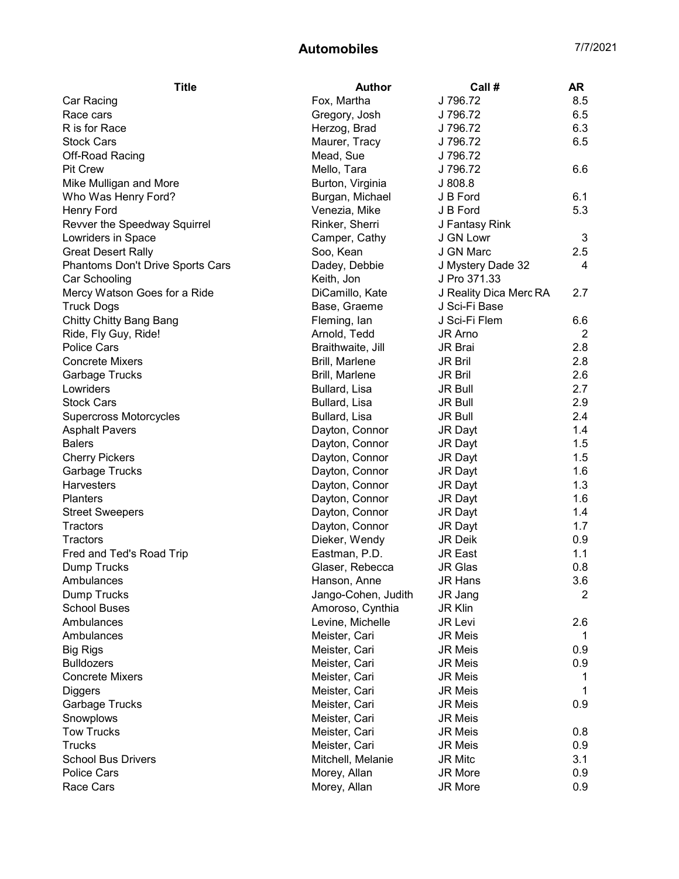# Automobiles

7/7/2021

| Title | Author | Call # | AR |
|---|---|---|---|
| Car Racing | Fox, Martha | J 796.72 | 8.5 |
| Race cars | Gregory, Josh | J 796.72 | 6.5 |
| R is for Race | Herzog, Brad | J 796.72 | 6.3 |
| Stock Cars | Maurer, Tracy | J 796.72 | 6.5 |
| Off-Road Racing | Mead, Sue | J 796.72 | |
| Pit Crew | Mello, Tara | J 796.72 | 6.6 |
| Mike Mulligan and More | Burton, Virginia | J 808.8 | |
| Who Was Henry Ford? | Burgan, Michael | J B Ford | 6.1 |
| Henry Ford | Venezia, Mike | J B Ford | 5.3 |
| Revver the Speedway Squirrel | Rinker, Sherri | J Fantasy Rink | |
| Lowriders in Space | Camper, Cathy | J GN Lowr | 3 |
| Great Desert Rally | Soo, Kean | J GN Marc | 2.5 |
| Phantoms Don't Drive Sports Cars | Dadey, Debbie | J Mystery Dade 32 | 4 |
| Car Schooling | Keith, Jon | J Pro 371.33 | |
| Mercy Watson Goes for a Ride | DiCamillo, Kate | J Reality Dica Merc RA | 2.7 |
| Truck Dogs | Base, Graeme | J Sci-Fi Base | |
| Chitty Chitty Bang Bang | Fleming, Ian | J Sci-Fi Flem | 6.6 |
| Ride, Fly Guy, Ride! | Arnold, Tedd | JR Arno | 2 |
| Police Cars | Braithwaite, Jill | JR Brai | 2.8 |
| Concrete Mixers | Brill, Marlene | JR Bril | 2.8 |
| Garbage Trucks | Brill, Marlene | JR Bril | 2.6 |
| Lowriders | Bullard, Lisa | JR Bull | 2.7 |
| Stock Cars | Bullard, Lisa | JR Bull | 2.9 |
| Supercross Motorcycles | Bullard, Lisa | JR Bull | 2.4 |
| Asphalt Pavers | Dayton, Connor | JR Dayt | 1.4 |
| Balers | Dayton, Connor | JR Dayt | 1.5 |
| Cherry Pickers | Dayton, Connor | JR Dayt | 1.5 |
| Garbage Trucks | Dayton, Connor | JR Dayt | 1.6 |
| Harvesters | Dayton, Connor | JR Dayt | 1.3 |
| Planters | Dayton, Connor | JR Dayt | 1.6 |
| Street Sweepers | Dayton, Connor | JR Dayt | 1.4 |
| Tractors | Dayton, Connor | JR Dayt | 1.7 |
| Tractors | Dieker, Wendy | JR Deik | 0.9 |
| Fred and Ted's Road Trip | Eastman, P.D. | JR East | 1.1 |
| Dump Trucks | Glaser, Rebecca | JR Glas | 0.8 |
| Ambulances | Hanson, Anne | JR Hans | 3.6 |
| Dump Trucks | Jango-Cohen, Judith | JR Jang | 2 |
| School Buses | Amoroso, Cynthia | JR Klin | |
| Ambulances | Levine, Michelle | JR Levi | 2.6 |
| Ambulances | Meister, Cari | JR Meis | 1 |
| Big Rigs | Meister, Cari | JR Meis | 0.9 |
| Bulldozers | Meister, Cari | JR Meis | 0.9 |
| Concrete Mixers | Meister, Cari | JR Meis | 1 |
| Diggers | Meister, Cari | JR Meis | 1 |
| Garbage Trucks | Meister, Cari | JR Meis | 0.9 |
| Snowplows | Meister, Cari | JR Meis | |
| Tow Trucks | Meister, Cari | JR Meis | 0.8 |
| Trucks | Meister, Cari | JR Meis | 0.9 |
| School Bus Drivers | Mitchell, Melanie | JR Mitc | 3.1 |
| Police Cars | Morey, Allan | JR More | 0.9 |
| Race Cars | Morey, Allan | JR More | 0.9 |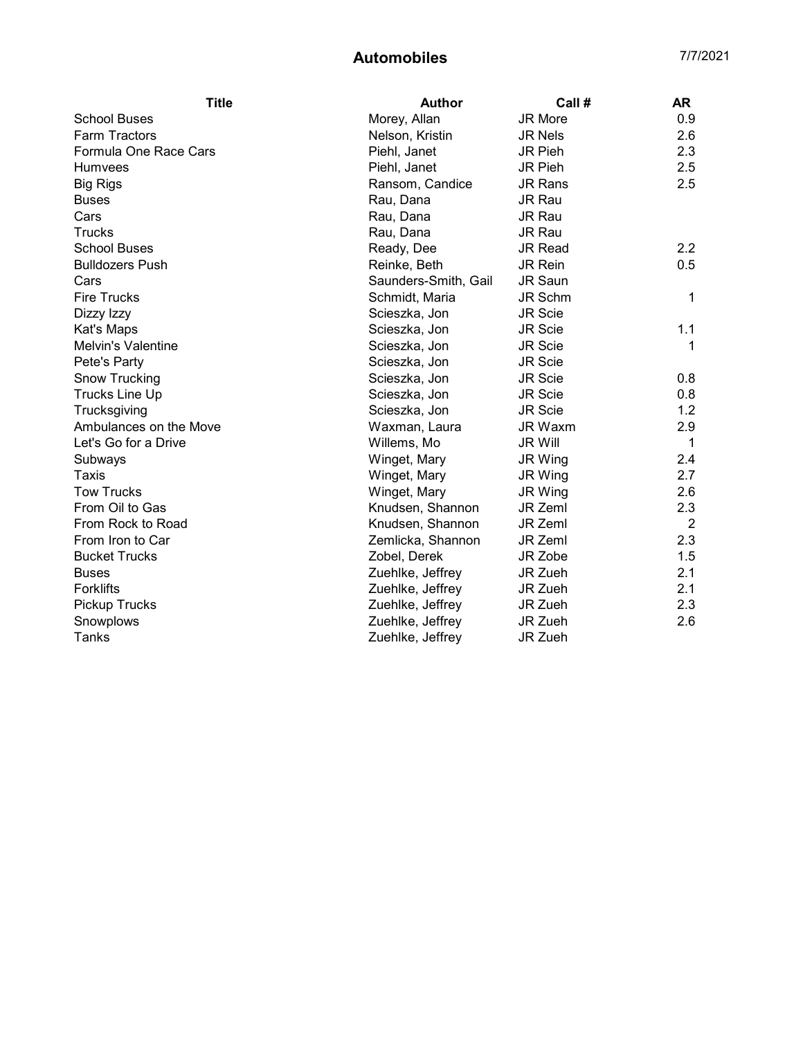# Automobiles

7/7/2021

| Title | Author | Call # | AR |
|---|---|---|---|
| School Buses | Morey, Allan | JR More | 0.9 |
| Farm Tractors | Nelson, Kristin | JR Nels | 2.6 |
| Formula One Race Cars | Piehl, Janet | JR Pieh | 2.3 |
| Humvees | Piehl, Janet | JR Pieh | 2.5 |
| Big Rigs | Ransom, Candice | JR Rans | 2.5 |
| Buses | Rau, Dana | JR Rau | |
| Cars | Rau, Dana | JR Rau | |
| Trucks | Rau, Dana | JR Rau | |
| School Buses | Ready, Dee | JR Read | 2.2 |
| Bulldozers Push | Reinke, Beth | JR Rein | 0.5 |
| Cars | Saunders-Smith, Gail | JR Saun | |
| Fire Trucks | Schmidt, Maria | JR Schm | 1 |
| Dizzy Izzy | Scieszka, Jon | JR Scie | |
| Kat's Maps | Scieszka, Jon | JR Scie | 1.1 |
| Melvin's Valentine | Scieszka, Jon | JR Scie | 1 |
| Pete's Party | Scieszka, Jon | JR Scie | |
| Snow Trucking | Scieszka, Jon | JR Scie | 0.8 |
| Trucks Line Up | Scieszka, Jon | JR Scie | 0.8 |
| Trucksgiving | Scieszka, Jon | JR Scie | 1.2 |
| Ambulances on the Move | Waxman, Laura | JR Waxm | 2.9 |
| Let's Go for a Drive | Willems, Mo | JR Will | 1 |
| Subways | Winget, Mary | JR Wing | 2.4 |
| Taxis | Winget, Mary | JR Wing | 2.7 |
| Tow Trucks | Winget, Mary | JR Wing | 2.6 |
| From Oil to Gas | Knudsen, Shannon | JR Zeml | 2.3 |
| From Rock to Road | Knudsen, Shannon | JR Zeml | 2 |
| From Iron to Car | Zemlicka, Shannon | JR Zeml | 2.3 |
| Bucket Trucks | Zobel, Derek | JR Zobe | 1.5 |
| Buses | Zuehlke, Jeffrey | JR Zueh | 2.1 |
| Forklifts | Zuehlke, Jeffrey | JR Zueh | 2.1 |
| Pickup Trucks | Zuehlke, Jeffrey | JR Zueh | 2.3 |
| Snowplows | Zuehlke, Jeffrey | JR Zueh | 2.6 |
| Tanks | Zuehlke, Jeffrey | JR Zueh | |